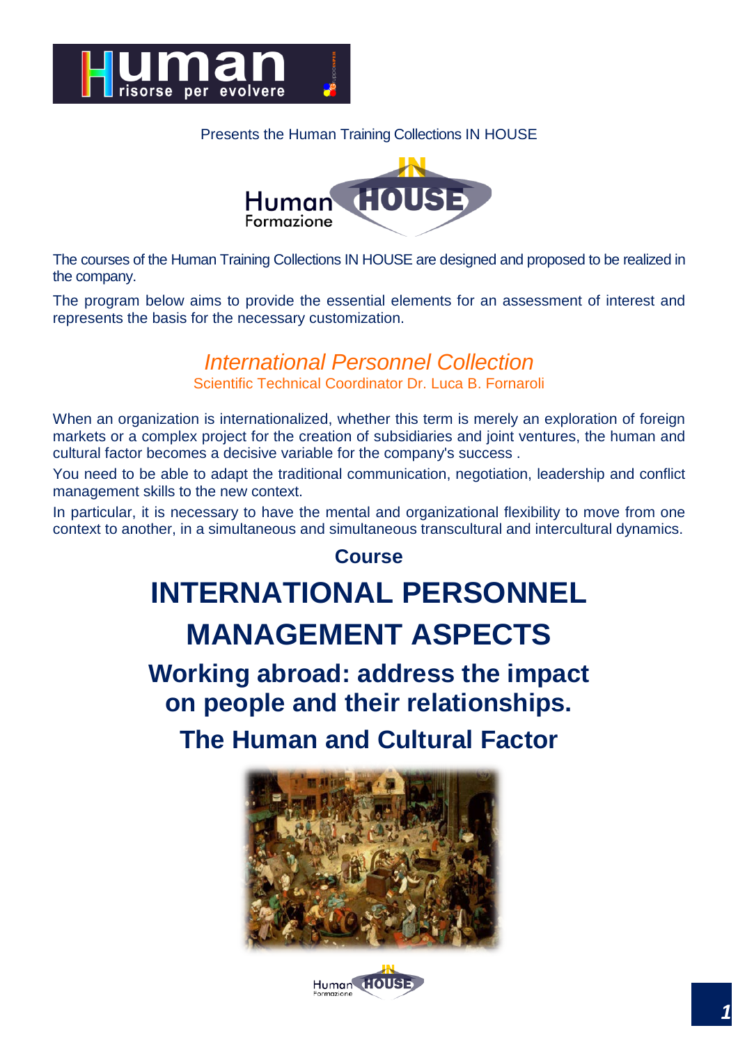Presents the Human Training Collections IN HOUSE

The courses of the Human Training Collections IN HOUSE are designed and proposed to be realized in the company.

The program below aims to provide the essential elements for an assessment of interest and represents the basis for the necessary customization.

## *International Personnel Collection*

Scientific Technical Coordinator Dr. Luca B. Fornaroli

When an organization is internationalized, whether this term is merely an exploration of foreign markets or a complex project for the creation of subsidiaries and joint ventures, the human and cultural factor becomes a decisive variable for the company's success .

You need to be able to adapt the traditional communication, negotiation, leadership and conflict management skills to the new context.

In particular, it is necessary to have the mental and organizational flexibility to move from one context to another, in a simultaneous and simultaneous transcultural and intercultural dynamics.

**Course**

# INTERNATIONAL PERSONNEL MANAGEMENT ASPECTS

## Working abroad: address the impact on people and their relationships.

## The Human and Cultural Factor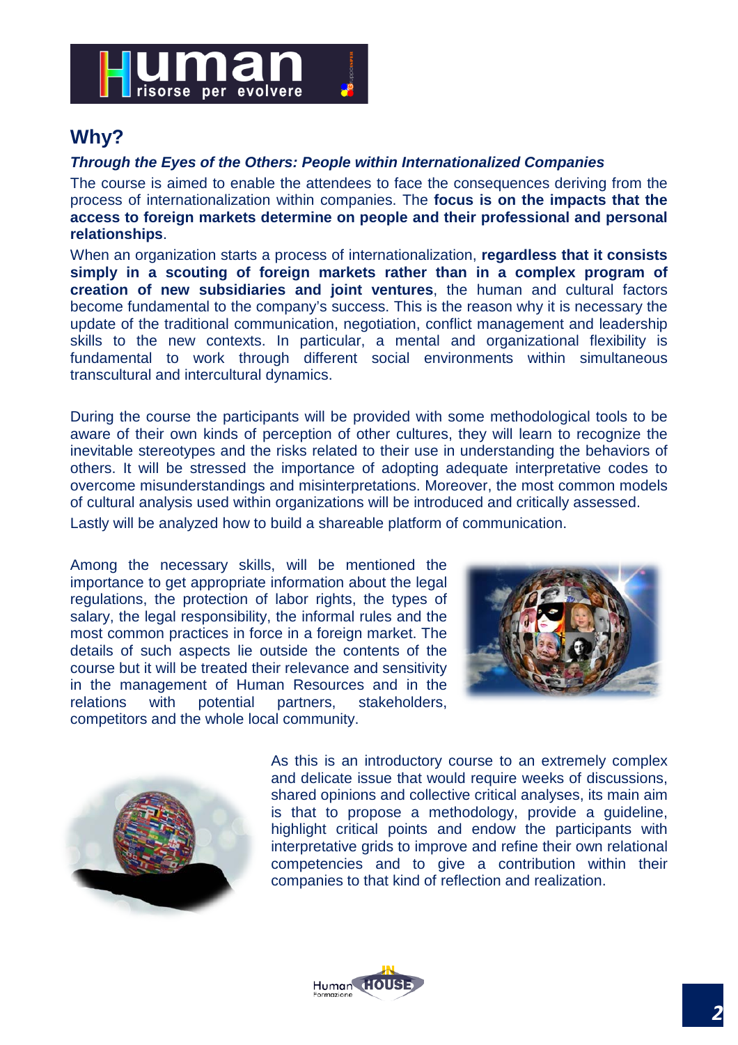## Why?

***Through the Eyes of the Others: People within Internationalized Companies***

The course is aimed to enable the attendees to face the consequences deriving from the process of internationalization within companies. The **focus is on the impacts that the access to foreign markets determine on people and their professional and personal relationships**.

When an organization starts a process of internationalization, **regardless that it consists simply in a scouting of foreign markets rather than in a complex program of creation of new subsidiaries and joint ventures**, the human and cultural factors become fundamental to the company's success. This is the reason why it is necessary the update of the traditional communication, negotiation, conflict management and leadership skills to the new contexts. In particular, a mental and organizational flexibility is fundamental to work through different social environments within simultaneous transcultural and intercultural dynamics.

During the course the participants will be provided with some methodological tools to be aware of their own kinds of perception of other cultures, they will learn to recognize the inevitable stereotypes and the risks related to their use in understanding the behaviors of others. It will be stressed the importance of adopting adequate interpretative codes to overcome misunderstandings and misinterpretations. Moreover, the most common models of cultural analysis used within organizations will be introduced and critically assessed.

Lastly will be analyzed how to build a shareable platform of communication.

Among the necessary skills, will be mentioned the importance to get appropriate information about the legal regulations, the protection of labor rights, the types of salary, the legal responsibility, the informal rules and the most common practices in force in a foreign market. The details of such aspects lie outside the contents of the course but it will be treated their relevance and sensitivity in the management of Human Resources and in the relations with potential partners, stakeholders, competitors and the whole local community.

As this is an introductory course to an extremely complex and delicate issue that would require weeks of discussions, shared opinions and collective critical analyses, its main aim is that to propose a methodology, provide a guideline, highlight critical points and endow the participants with interpretative grids to improve and refine their own relational competencies and to give a contribution within their companies to that kind of reflection and realization.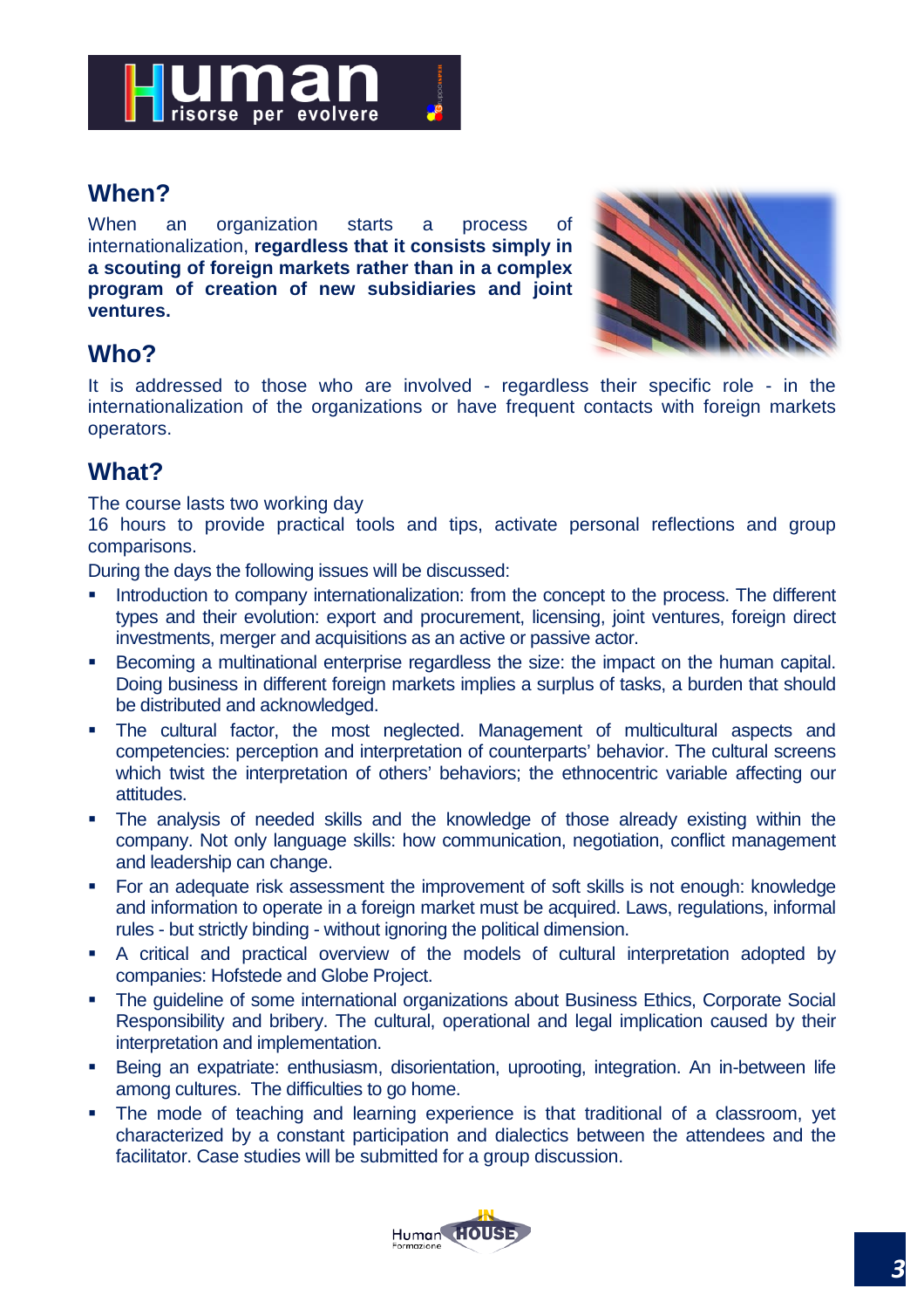## When?

When an organization starts a process of internationalization, **regardless that it consists simply in a scouting of foreign markets rather than in a complex program of creation of new subsidiaries and joint ventures.**

## Who?

It is addressed to those who are involved - regardless their specific role - in the internationalization of the organizations or have frequent contacts with foreign markets operators.

## What?

The course lasts two working day
16 hours to provide practical tools and tips, activate personal reflections and group comparisons.

During the days the following issues will be discussed:

- Introduction to company internationalization: from the concept to the process. The different types and their evolution: export and procurement, licensing, joint ventures, foreign direct investments, merger and acquisitions as an active or passive actor.
- Becoming a multinational enterprise regardless the size: the impact on the human capital. Doing business in different foreign markets implies a surplus of tasks, a burden that should be distributed and acknowledged.
- The cultural factor, the most neglected. Management of multicultural aspects and competencies: perception and interpretation of counterparts' behavior. The cultural screens which twist the interpretation of others' behaviors; the ethnocentric variable affecting our attitudes.
- The analysis of needed skills and the knowledge of those already existing within the company. Not only language skills: how communication, negotiation, conflict management and leadership can change.
- For an adequate risk assessment the improvement of soft skills is not enough: knowledge and information to operate in a foreign market must be acquired. Laws, regulations, informal rules - but strictly binding - without ignoring the political dimension.
- A critical and practical overview of the models of cultural interpretation adopted by companies: Hofstede and Globe Project.
- The guideline of some international organizations about Business Ethics, Corporate Social Responsibility and bribery. The cultural, operational and legal implication caused by their interpretation and implementation.
- Being an expatriate: enthusiasm, disorientation, uprooting, integration. An in-between life among cultures. The difficulties to go home.
- The mode of teaching and learning experience is that traditional of a classroom, yet characterized by a constant participation and dialectics between the attendees and the facilitator. Case studies will be submitted for a group discussion.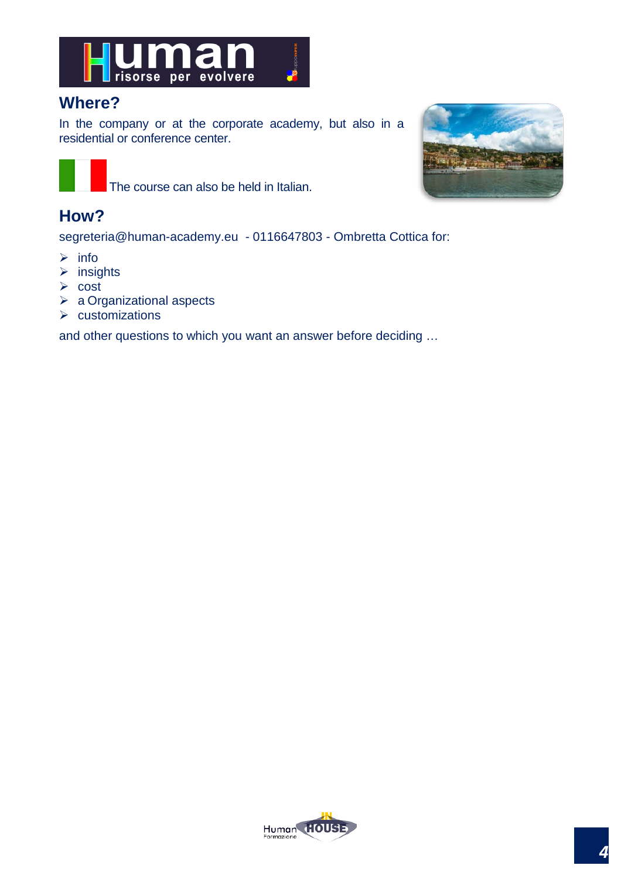## Where?

In the company or at the corporate academy, but also in a residential or conference center.

The course can also be held in Italian.

## How?

segreteria@human-academy.eu - 0116647803 - Ombretta Cottica for:

- info
- insights
- cost
- a Organizational aspects
- customizations

and other questions to which you want an answer before deciding …